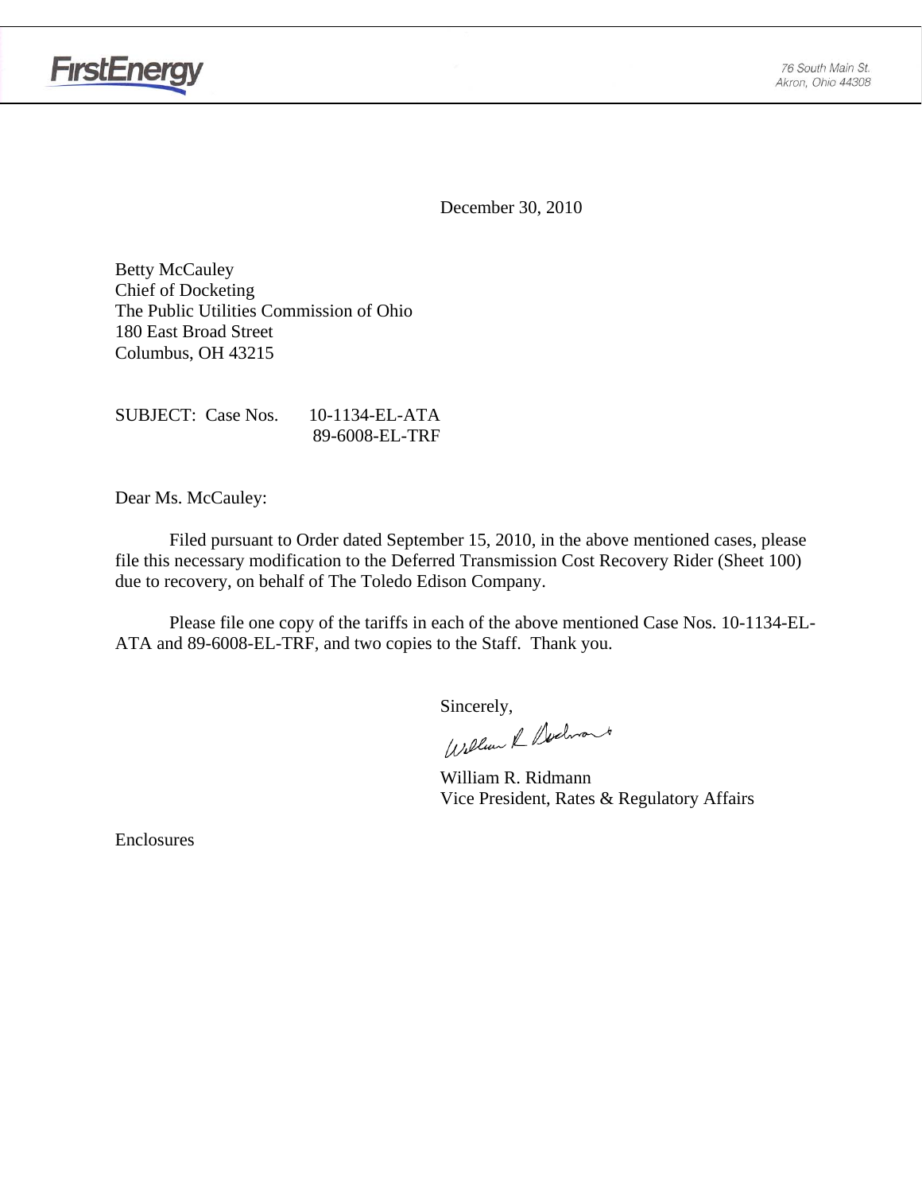FirstEnergy

76 South Main St.
Akron, Ohio 44308

December 30, 2010

Betty McCauley
Chief of Docketing
The Public Utilities Commission of Ohio
180 East Broad Street
Columbus, OH 43215

SUBJECT: Case Nos. 10-1134-EL-ATA
89-6008-EL-TRF

Dear Ms. McCauley:

Filed pursuant to Order dated September 15, 2010, in the above mentioned cases, please file this necessary modification to the Deferred Transmission Cost Recovery Rider (Sheet 100) due to recovery, on behalf of The Toledo Edison Company.

Please file one copy of the tariffs in each of the above mentioned Case Nos. 10-1134-EL-ATA and 89-6008-EL-TRF, and two copies to the Staff. Thank you.

Sincerely,

William R. Ridmann
Vice President, Rates & Regulatory Affairs

Enclosures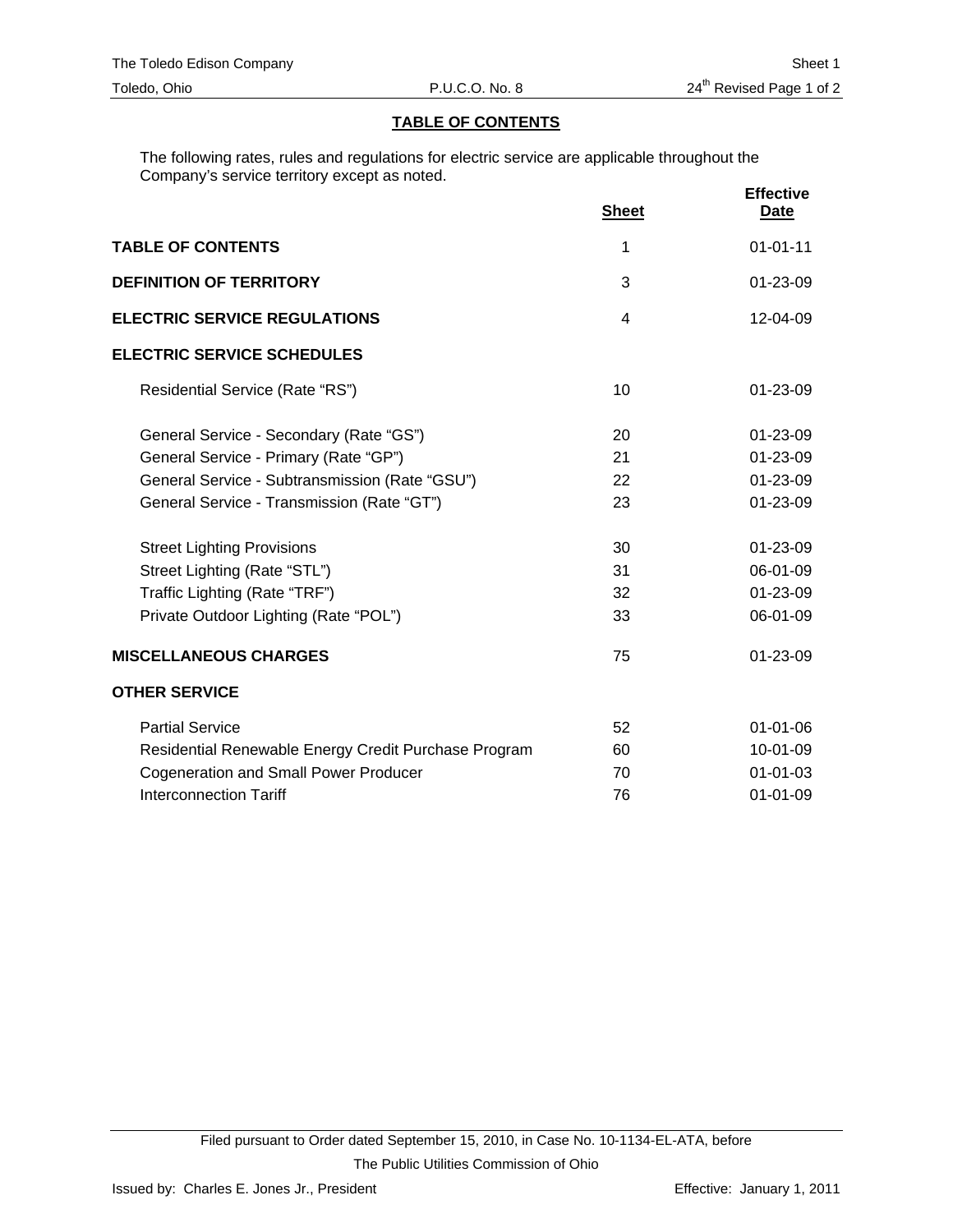## TABLE OF CONTENTS

The following rates, rules and regulations for electric service are applicable throughout the Company's service territory except as noted.

| | Sheet | Effective Date |
|---|---|---|
| **TABLE OF CONTENTS** | 1 | 01-01-11 |
| **DEFINITION OF TERRITORY** | 3 | 01-23-09 |
| **ELECTRIC SERVICE REGULATIONS** | 4 | 12-04-09 |
| **ELECTRIC SERVICE SCHEDULES** | | |
| Residential Service (Rate "RS") | 10 | 01-23-09 |
| General Service - Secondary (Rate "GS") | 20 | 01-23-09 |
| General Service - Primary (Rate "GP") | 21 | 01-23-09 |
| General Service - Subtransmission (Rate "GSU") | 22 | 01-23-09 |
| General Service - Transmission (Rate "GT") | 23 | 01-23-09 |
| Street Lighting Provisions | 30 | 01-23-09 |
| Street Lighting (Rate "STL") | 31 | 06-01-09 |
| Traffic Lighting (Rate "TRF") | 32 | 01-23-09 |
| Private Outdoor Lighting (Rate "POL") | 33 | 06-01-09 |
| **MISCELLANEOUS CHARGES** | 75 | 01-23-09 |
| **OTHER SERVICE** | | |
| Partial Service | 52 | 01-01-06 |
| Residential Renewable Energy Credit Purchase Program | 60 | 10-01-09 |
| Cogeneration and Small Power Producer | 70 | 01-01-03 |
| Interconnection Tariff | 76 | 01-01-09 |

Filed pursuant to Order dated September 15, 2010, in Case No. 10-1134-EL-ATA, before The Public Utilities Commission of Ohio

Issued by: Charles E. Jones Jr., President

Effective: January 1, 2011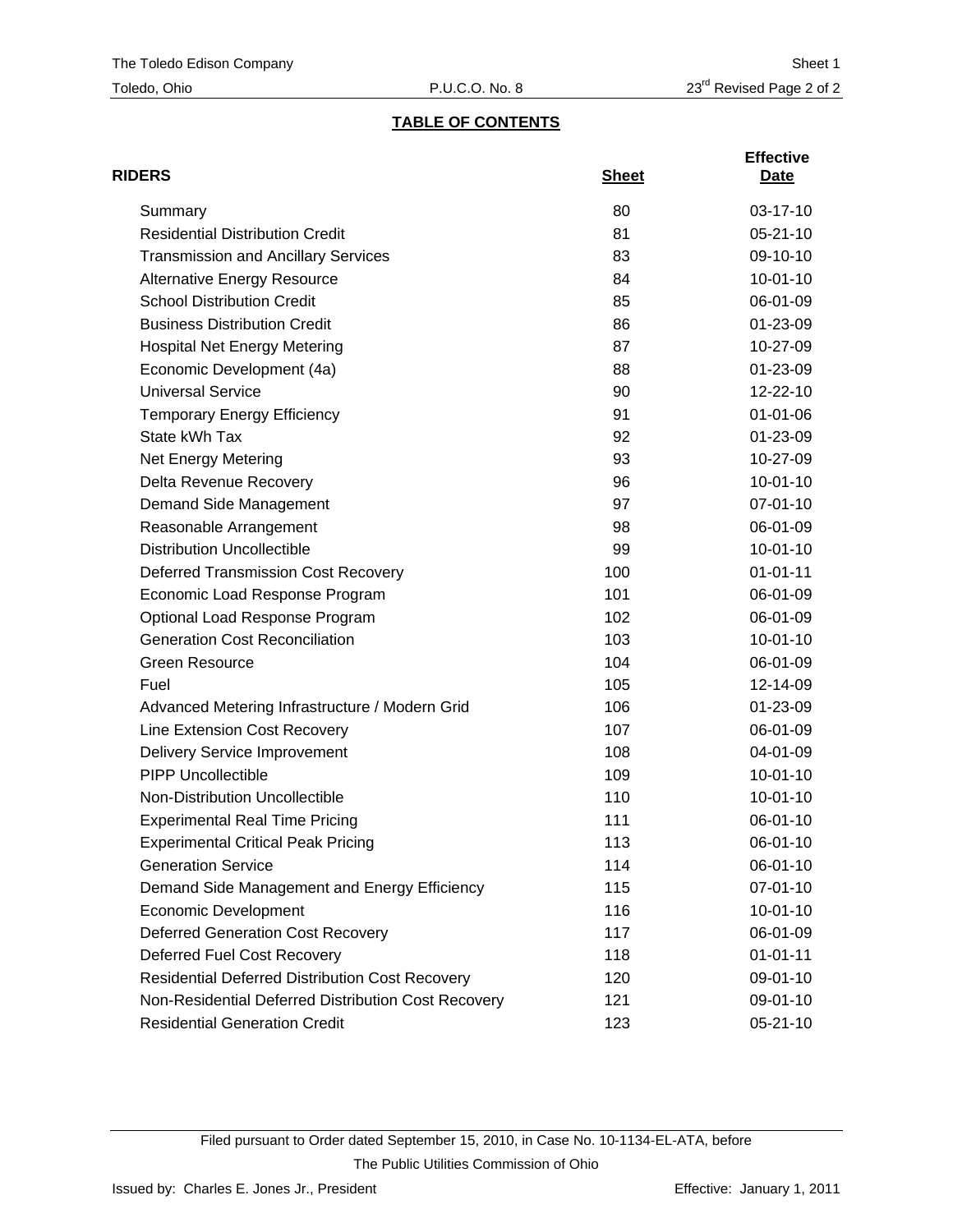## TABLE OF CONTENTS

| RIDERS | Sheet | Effective Date |
|---|---|---|
| Summary | 80 | 03-17-10 |
| Residential Distribution Credit | 81 | 05-21-10 |
| Transmission and Ancillary Services | 83 | 09-10-10 |
| Alternative Energy Resource | 84 | 10-01-10 |
| School Distribution Credit | 85 | 06-01-09 |
| Business Distribution Credit | 86 | 01-23-09 |
| Hospital Net Energy Metering | 87 | 10-27-09 |
| Economic Development (4a) | 88 | 01-23-09 |
| Universal Service | 90 | 12-22-10 |
| Temporary Energy Efficiency | 91 | 01-01-06 |
| State kWh Tax | 92 | 01-23-09 |
| Net Energy Metering | 93 | 10-27-09 |
| Delta Revenue Recovery | 96 | 10-01-10 |
| Demand Side Management | 97 | 07-01-10 |
| Reasonable Arrangement | 98 | 06-01-09 |
| Distribution Uncollectible | 99 | 10-01-10 |
| Deferred Transmission Cost Recovery | 100 | 01-01-11 |
| Economic Load Response Program | 101 | 06-01-09 |
| Optional Load Response Program | 102 | 06-01-09 |
| Generation Cost Reconciliation | 103 | 10-01-10 |
| Green Resource | 104 | 06-01-09 |
| Fuel | 105 | 12-14-09 |
| Advanced Metering Infrastructure / Modern Grid | 106 | 01-23-09 |
| Line Extension Cost Recovery | 107 | 06-01-09 |
| Delivery Service Improvement | 108 | 04-01-09 |
| PIPP Uncollectible | 109 | 10-01-10 |
| Non-Distribution Uncollectible | 110 | 10-01-10 |
| Experimental Real Time Pricing | 111 | 06-01-10 |
| Experimental Critical Peak Pricing | 113 | 06-01-10 |
| Generation Service | 114 | 06-01-10 |
| Demand Side Management and Energy Efficiency | 115 | 07-01-10 |
| Economic Development | 116 | 10-01-10 |
| Deferred Generation Cost Recovery | 117 | 06-01-09 |
| Deferred Fuel Cost Recovery | 118 | 01-01-11 |
| Residential Deferred Distribution Cost Recovery | 120 | 09-01-10 |
| Non-Residential Deferred Distribution Cost Recovery | 121 | 09-01-10 |
| Residential Generation Credit | 123 | 05-21-10 |

Filed pursuant to Order dated September 15, 2010, in Case No. 10-1134-EL-ATA, before The Public Utilities Commission of Ohio

Issued by: Charles E. Jones Jr., President

Effective: January 1, 2011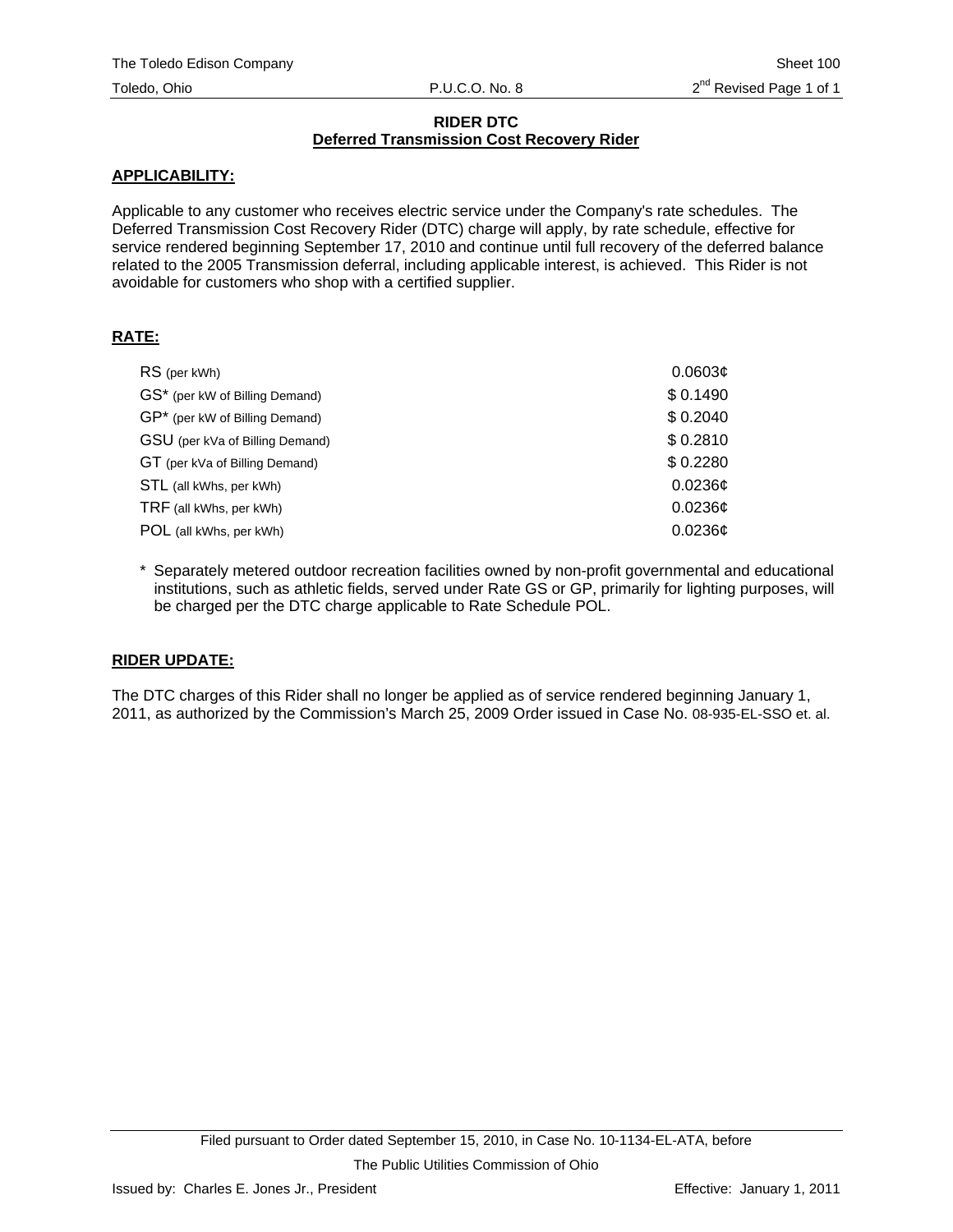The Toledo Edison Company | Sheet 100
Toledo, Ohio | P.U.C.O. No. 8 | 2nd Revised Page 1 of 1

**RIDER DTC**
**Deferred Transmission Cost Recovery Rider**

## APPLICABILITY:

Applicable to any customer who receives electric service under the Company's rate schedules. The Deferred Transmission Cost Recovery Rider (DTC) charge will apply, by rate schedule, effective for service rendered beginning September 17, 2010 and continue until full recovery of the deferred balance related to the 2005 Transmission deferral, including applicable interest, is achieved. This Rider is not avoidable for customers who shop with a certified supplier.

## RATE:

| | |
|---|---|
| RS (per kWh) | 0.0603¢ |
| GS* (per kW of Billing Demand) | $ 0.1490 |
| GP* (per kW of Billing Demand) | $ 0.2040 |
| GSU (per kVa of Billing Demand) | $ 0.2810 |
| GT (per kVa of Billing Demand) | $ 0.2280 |
| STL (all kWhs, per kWh) | 0.0236¢ |
| TRF (all kWhs, per kWh) | 0.0236¢ |
| POL (all kWhs, per kWh) | 0.0236¢ |

\* Separately metered outdoor recreation facilities owned by non-profit governmental and educational institutions, such as athletic fields, served under Rate GS or GP, primarily for lighting purposes, will be charged per the DTC charge applicable to Rate Schedule POL.

## RIDER UPDATE:

The DTC charges of this Rider shall no longer be applied as of service rendered beginning January 1, 2011, as authorized by the Commission's March 25, 2009 Order issued in Case No. 08-935-EL-SSO et. al.

Filed pursuant to Order dated September 15, 2010, in Case No. 10-1134-EL-ATA, before
The Public Utilities Commission of Ohio

Issued by: Charles E. Jones Jr., President | Effective: January 1, 2011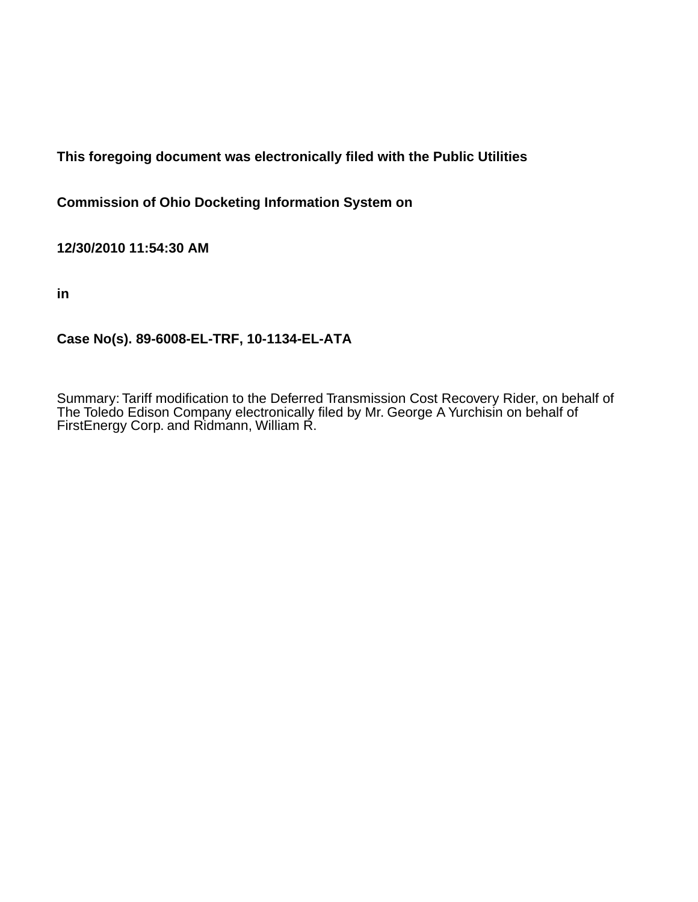**This foregoing document was electronically filed with the Public Utilities**

**Commission of Ohio Docketing Information System on**

**12/30/2010 11:54:30 AM**

**in**

**Case No(s). 89-6008-EL-TRF, 10-1134-EL-ATA**

Summary: Tariff modification to the Deferred Transmission Cost Recovery Rider, on behalf of The Toledo Edison Company electronically filed by Mr. George A Yurchisin on behalf of FirstEnergy Corp. and Ridmann, William R.